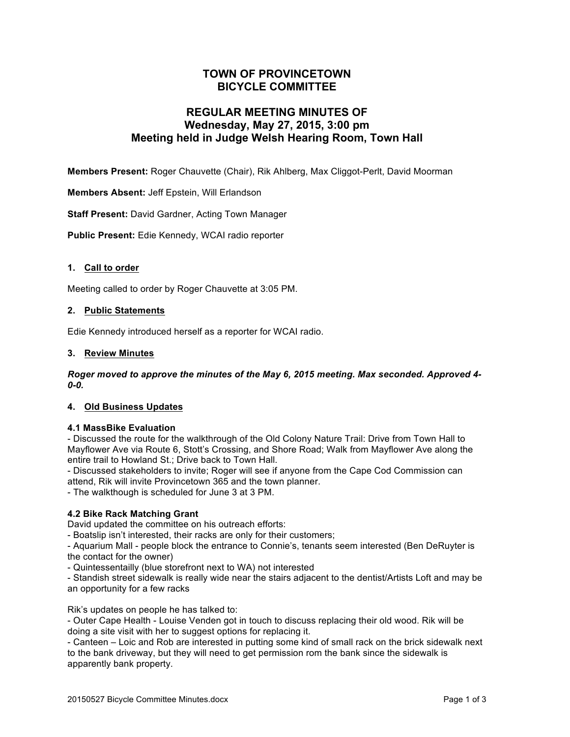# TOWN OF PROVINCETOWN
# BICYCLE COMMITTEE

## REGULAR MEETING MINUTES OF
## Wednesday, May 27, 2015, 3:00 pm
## Meeting held in Judge Welsh Hearing Room, Town Hall

**Members Present:** Roger Chauvette (Chair), Rik Ahlberg, Max Cliggot-Perlt, David Moorman

**Members Absent:** Jeff Epstein, Will Erlandson

**Staff Present:** David Gardner, Acting Town Manager

**Public Present:** Edie Kennedy, WCAI radio reporter

### 1. Call to order

Meeting called to order by Roger Chauvette at 3:05 PM.

### 2. Public Statements

Edie Kennedy introduced herself as a reporter for WCAI radio.

### 3. Review Minutes

***Roger moved to approve the minutes of the May 6, 2015 meeting. Max seconded. Approved 4-0-0.***

### 4. Old Business Updates

**4.1 MassBike Evaluation**

- Discussed the route for the walkthrough of the Old Colony Nature Trail: Drive from Town Hall to Mayflower Ave via Route 6, Stott's Crossing, and Shore Road; Walk from Mayflower Ave along the entire trail to Howland St.; Drive back to Town Hall.
- Discussed stakeholders to invite; Roger will see if anyone from the Cape Cod Commission can attend, Rik will invite Provincetown 365 and the town planner.
- The walkthough is scheduled for June 3 at 3 PM.

**4.2 Bike Rack Matching Grant**

David updated the committee on his outreach efforts:
- Boatslip isn't interested, their racks are only for their customers;
- Aquarium Mall - people block the entrance to Connie's, tenants seem interested (Ben DeRuyter is the contact for the owner)
- Quintessentailly (blue storefront next to WA) not interested
- Standish street sidewalk is really wide near the stairs adjacent to the dentist/Artists Loft and may be an opportunity for a few racks

Rik's updates on people he has talked to:
- Outer Cape Health - Louise Venden got in touch to discuss replacing their old wood. Rik will be doing a site visit with her to suggest options for replacing it.
- Canteen – Loic and Rob are interested in putting some kind of small rack on the brick sidewalk next to the bank driveway, but they will need to get permission rom the bank since the sidewalk is apparently bank property.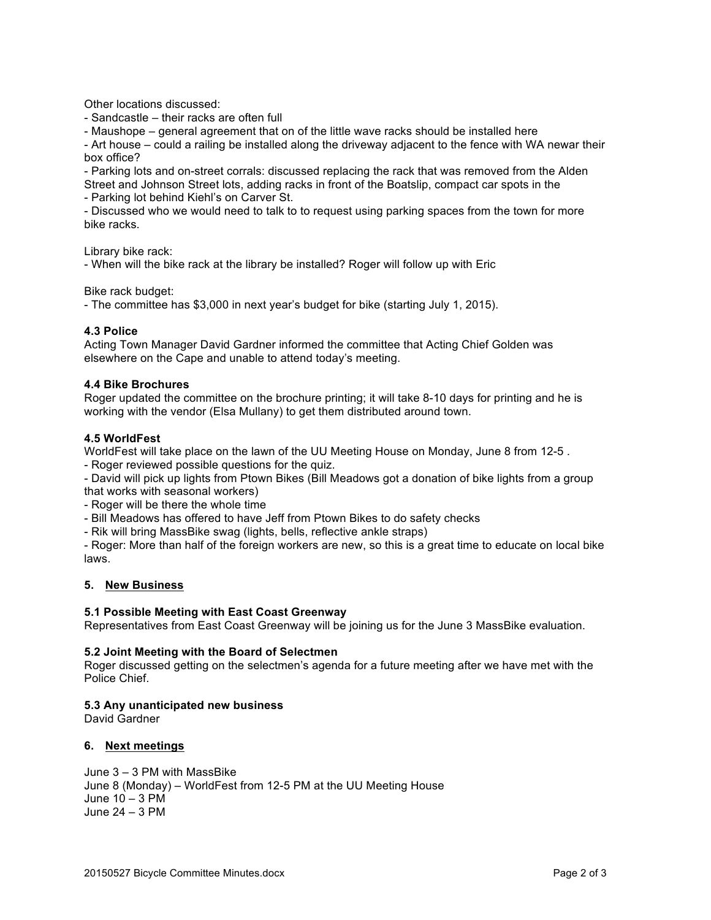Other locations discussed:

- Sandcastle – their racks are often full
- Maushope – general agreement that on of the little wave racks should be installed here
- Art house – could a railing be installed along the driveway adjacent to the fence with WA newar their box office?
- Parking lots and on-street corrals: discussed replacing the rack that was removed from the Alden Street and Johnson Street lots, adding racks in front of the Boatslip, compact car spots in the
- Parking lot behind Kiehl's on Carver St.
- Discussed who we would need to talk to to request using parking spaces from the town for more bike racks.

Library bike rack:

- When will the bike rack at the library be installed? Roger will follow up with Eric

Bike rack budget:

- The committee has $3,000 in next year's budget for bike (starting July 1, 2015).

**4.3 Police**

Acting Town Manager David Gardner informed the committee that Acting Chief Golden was elsewhere on the Cape and unable to attend today's meeting.

**4.4 Bike Brochures**

Roger updated the committee on the brochure printing; it will take 8-10 days for printing and he is working with the vendor (Elsa Mullany) to get them distributed around town.

**4.5 WorldFest**

WorldFest will take place on the lawn of the UU Meeting House on Monday, June 8 from 12-5 .

- Roger reviewed possible questions for the quiz.
- David will pick up lights from Ptown Bikes (Bill Meadows got a donation of bike lights from a group that works with seasonal workers)
- Roger will be there the whole time
- Bill Meadows has offered to have Jeff from Ptown Bikes to do safety checks
- Rik will bring MassBike swag (lights, bells, reflective ankle straps)
- Roger: More than half of the foreign workers are new, so this is a great time to educate on local bike laws.

## 5. New Business

**5.1 Possible Meeting with East Coast Greenway**

Representatives from East Coast Greenway will be joining us for the June 3 MassBike evaluation.

**5.2 Joint Meeting with the Board of Selectmen**

Roger discussed getting on the selectmen's agenda for a future meeting after we have met with the Police Chief.

**5.3 Any unanticipated new business**

David Gardner

## 6. Next meetings

June 3 – 3 PM with MassBike
June 8 (Monday) – WorldFest from 12-5 PM at the UU Meeting House
June 10 – 3 PM
June 24 – 3 PM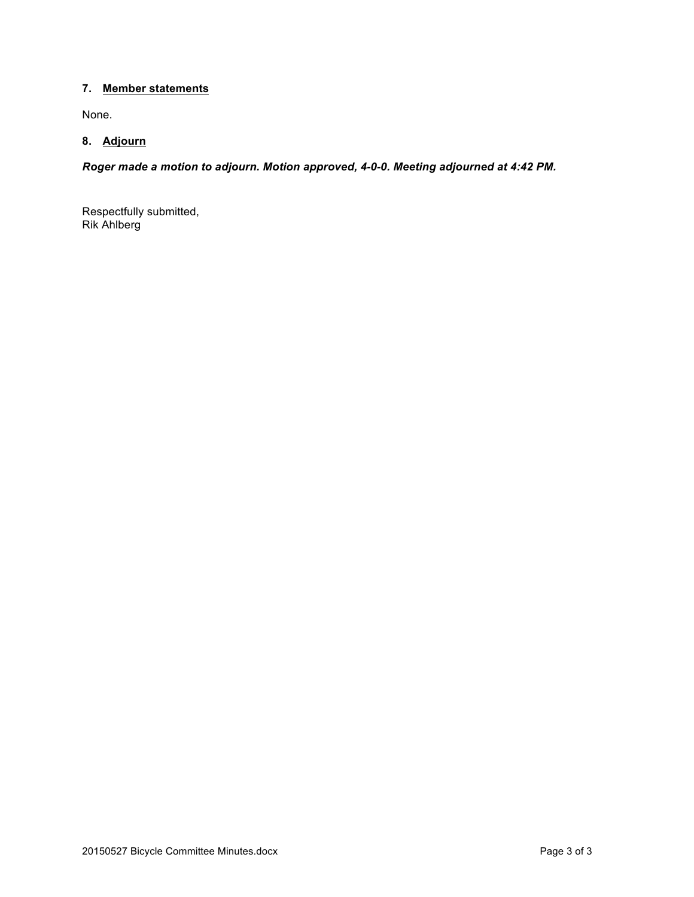### 7. Member statements

None.

### 8. Adjourn

***Roger made a motion to adjourn. Motion approved, 4-0-0. Meeting adjourned at 4:42 PM.***

Respectfully submitted,
Rik Ahlberg